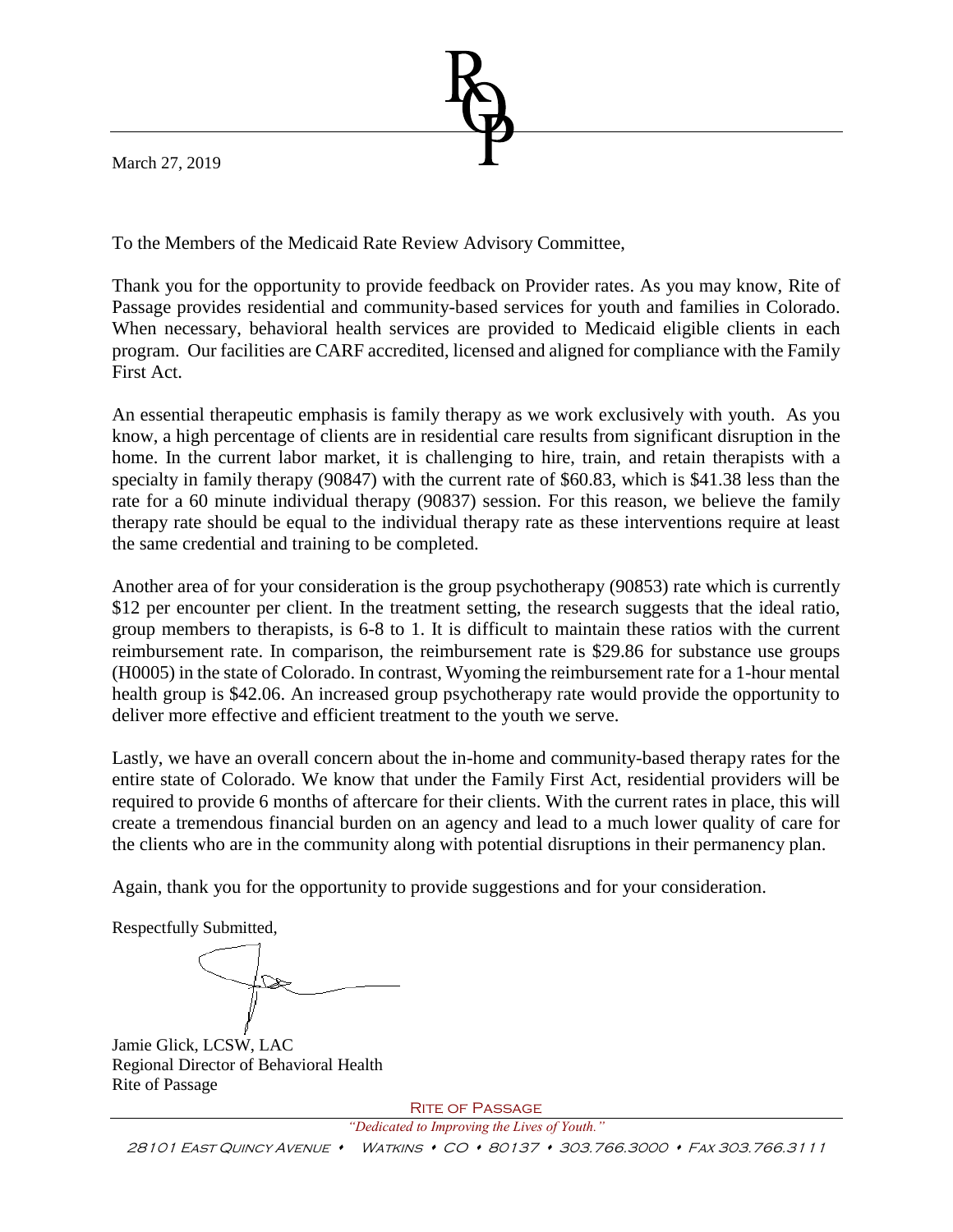March 27, 2019

To the Members of the Medicaid Rate Review Advisory Committee,

Thank you for the opportunity to provide feedback on Provider rates. As you may know, Rite of Passage provides residential and community-based services for youth and families in Colorado. When necessary, behavioral health services are provided to Medicaid eligible clients in each program. Our facilities are CARF accredited, licensed and aligned for compliance with the Family First Act.

An essential therapeutic emphasis is family therapy as we work exclusively with youth. As you know, a high percentage of clients are in residential care results from significant disruption in the home. In the current labor market, it is challenging to hire, train, and retain therapists with a specialty in family therapy (90847) with the current rate of $60.83, which is $41.38 less than the rate for a 60 minute individual therapy (90837) session. For this reason, we believe the family therapy rate should be equal to the individual therapy rate as these interventions require at least the same credential and training to be completed.

Another area of for your consideration is the group psychotherapy (90853) rate which is currently $12 per encounter per client. In the treatment setting, the research suggests that the ideal ratio, group members to therapists, is 6-8 to 1. It is difficult to maintain these ratios with the current reimbursement rate. In comparison, the reimbursement rate is $29.86 for substance use groups (H0005) in the state of Colorado. In contrast, Wyoming the reimbursement rate for a 1-hour mental health group is $42.06. An increased group psychotherapy rate would provide the opportunity to deliver more effective and efficient treatment to the youth we serve.

Lastly, we have an overall concern about the in-home and community-based therapy rates for the entire state of Colorado. We know that under the Family First Act, residential providers will be required to provide 6 months of aftercare for their clients. With the current rates in place, this will create a tremendous financial burden on an agency and lead to a much lower quality of care for the clients who are in the community along with potential disruptions in their permanency plan.

Again, thank you for the opportunity to provide suggestions and for your consideration.

Respectfully Submitted,

Jamie Glick, LCSW, LAC
Regional Director of Behavioral Health
Rite of Passage

RITE OF PASSAGE

*"Dedicated to Improving the Lives of Youth."*

28101 East Quincy Avenue • Watkins • CO • 80137 • 303.766.3000 • Fax 303.766.3111